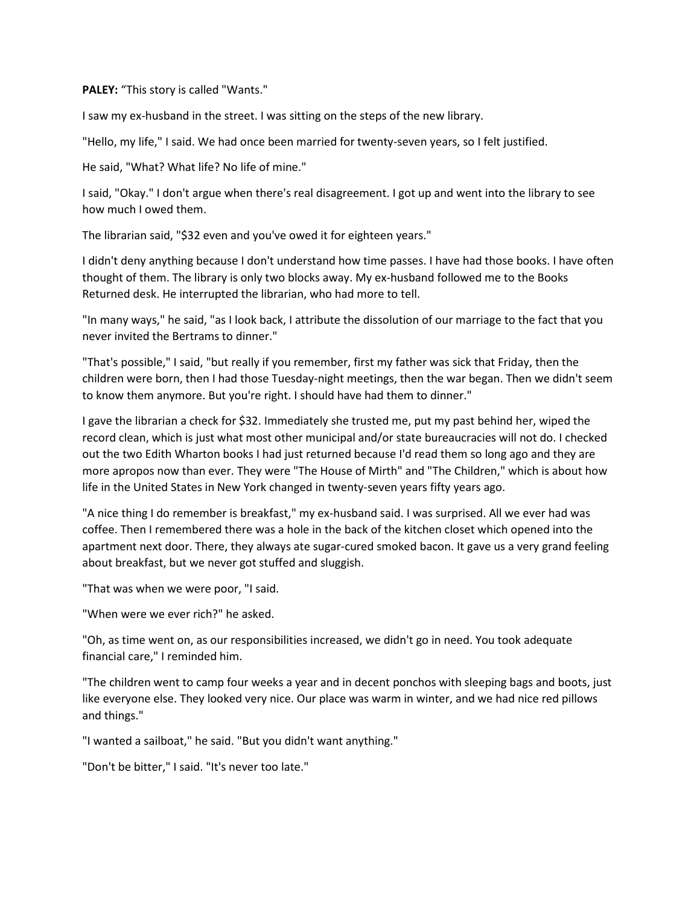**PALEY:** “This story is called "Wants."

I saw my ex-husband in the street. I was sitting on the steps of the new library.

"Hello, my life," I said. We had once been married for twenty-seven years, so I felt justified.

He said, "What? What life? No life of mine."

I said, "Okay." I don't argue when there's real disagreement. I got up and went into the library to see how much I owed them.

The librarian said, "$32 even and you've owed it for eighteen years."

I didn't deny anything because I don't understand how time passes. I have had those books. I have often thought of them. The library is only two blocks away. My ex-husband followed me to the Books Returned desk. He interrupted the librarian, who had more to tell.

"In many ways," he said, "as I look back, I attribute the dissolution of our marriage to the fact that you never invited the Bertrams to dinner."

"That's possible," I said, "but really if you remember, first my father was sick that Friday, then the children were born, then I had those Tuesday-night meetings, then the war began. Then we didn't seem to know them anymore. But you're right. I should have had them to dinner."

I gave the librarian a check for $32. Immediately she trusted me, put my past behind her, wiped the record clean, which is just what most other municipal and/or state bureaucracies will not do. I checked out the two Edith Wharton books I had just returned because I'd read them so long ago and they are more apropos now than ever. They were "The House of Mirth" and "The Children," which is about how life in the United States in New York changed in twenty-seven years fifty years ago.

"A nice thing I do remember is breakfast," my ex-husband said. I was surprised. All we ever had was coffee. Then I remembered there was a hole in the back of the kitchen closet which opened into the apartment next door. There, they always ate sugar-cured smoked bacon. It gave us a very grand feeling about breakfast, but we never got stuffed and sluggish.

"That was when we were poor, "I said.

"When were we ever rich?" he asked.

"Oh, as time went on, as our responsibilities increased, we didn't go in need. You took adequate financial care," I reminded him.

"The children went to camp four weeks a year and in decent ponchos with sleeping bags and boots, just like everyone else. They looked very nice. Our place was warm in winter, and we had nice red pillows and things."

"I wanted a sailboat," he said. "But you didn't want anything."

"Don't be bitter," I said. "It's never too late."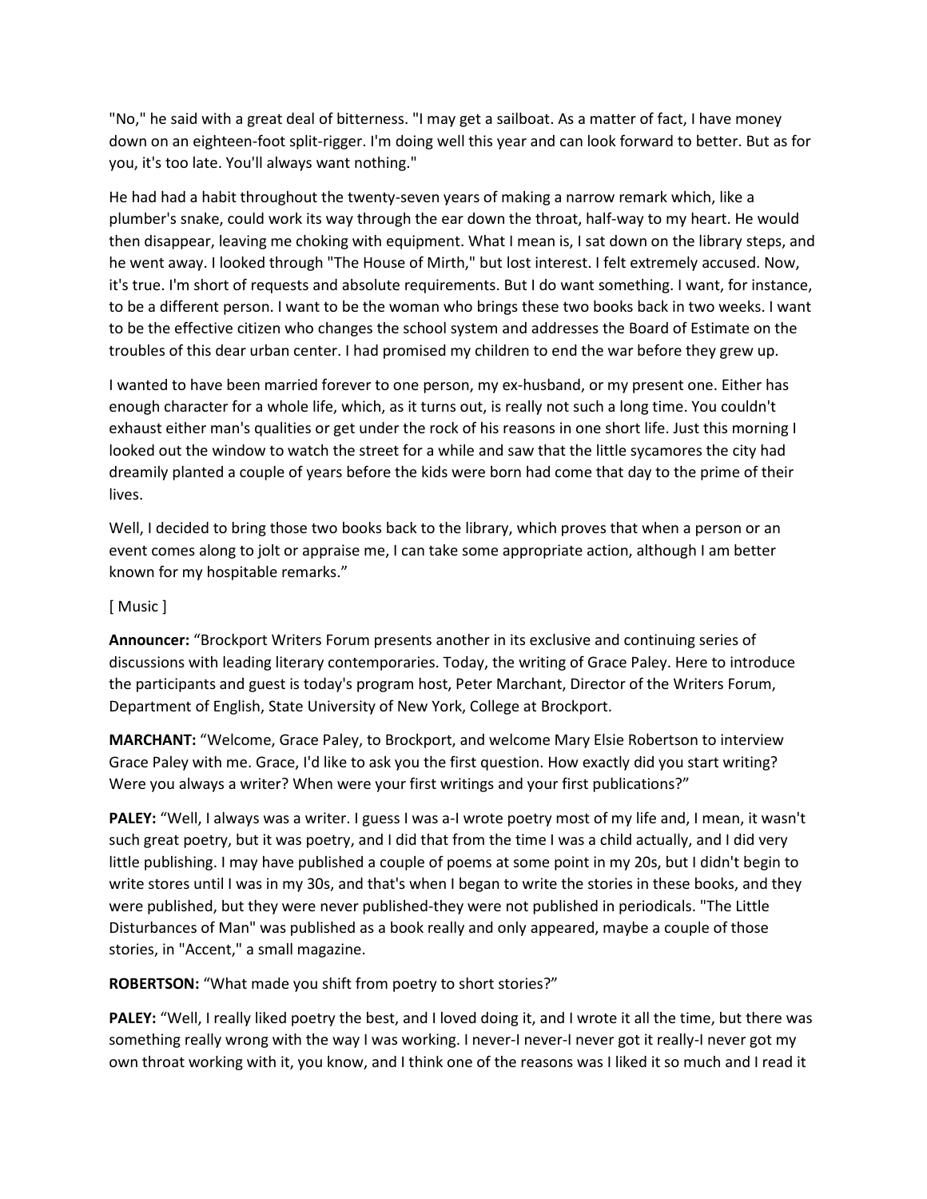"No," he said with a great deal of bitterness. "I may get a sailboat. As a matter of fact, I have money down on an eighteen-foot split-rigger. I'm doing well this year and can look forward to better. But as for you, it's too late. You'll always want nothing."

He had had a habit throughout the twenty-seven years of making a narrow remark which, like a plumber's snake, could work its way through the ear down the throat, half-way to my heart. He would then disappear, leaving me choking with equipment. What I mean is, I sat down on the library steps, and he went away. I looked through "The House of Mirth," but lost interest. I felt extremely accused. Now, it's true. I'm short of requests and absolute requirements. But I do want something. I want, for instance, to be a different person. I want to be the woman who brings these two books back in two weeks. I want to be the effective citizen who changes the school system and addresses the Board of Estimate on the troubles of this dear urban center. I had promised my children to end the war before they grew up.

I wanted to have been married forever to one person, my ex-husband, or my present one. Either has enough character for a whole life, which, as it turns out, is really not such a long time. You couldn't exhaust either man's qualities or get under the rock of his reasons in one short life. Just this morning I looked out the window to watch the street for a while and saw that the little sycamores the city had dreamily planted a couple of years before the kids were born had come that day to the prime of their lives.

Well, I decided to bring those two books back to the library, which proves that when a person or an event comes along to jolt or appraise me, I can take some appropriate action, although I am better known for my hospitable remarks."

[ Music ]

**Announcer:** "Brockport Writers Forum presents another in its exclusive and continuing series of discussions with leading literary contemporaries. Today, the writing of Grace Paley. Here to introduce the participants and guest is today's program host, Peter Marchant, Director of the Writers Forum, Department of English, State University of New York, College at Brockport.

**MARCHANT:** "Welcome, Grace Paley, to Brockport, and welcome Mary Elsie Robertson to interview Grace Paley with me. Grace, I'd like to ask you the first question. How exactly did you start writing? Were you always a writer? When were your first writings and your first publications?"

**PALEY:** "Well, I always was a writer. I guess I was a-I wrote poetry most of my life and, I mean, it wasn't such great poetry, but it was poetry, and I did that from the time I was a child actually, and I did very little publishing. I may have published a couple of poems at some point in my 20s, but I didn't begin to write stores until I was in my 30s, and that's when I began to write the stories in these books, and they were published, but they were never published-they were not published in periodicals. "The Little Disturbances of Man" was published as a book really and only appeared, maybe a couple of those stories, in "Accent," a small magazine.

**ROBERTSON:** "What made you shift from poetry to short stories?"

**PALEY:** "Well, I really liked poetry the best, and I loved doing it, and I wrote it all the time, but there was something really wrong with the way I was working. I never-I never-I never got it really-I never got my own throat working with it, you know, and I think one of the reasons was I liked it so much and I read it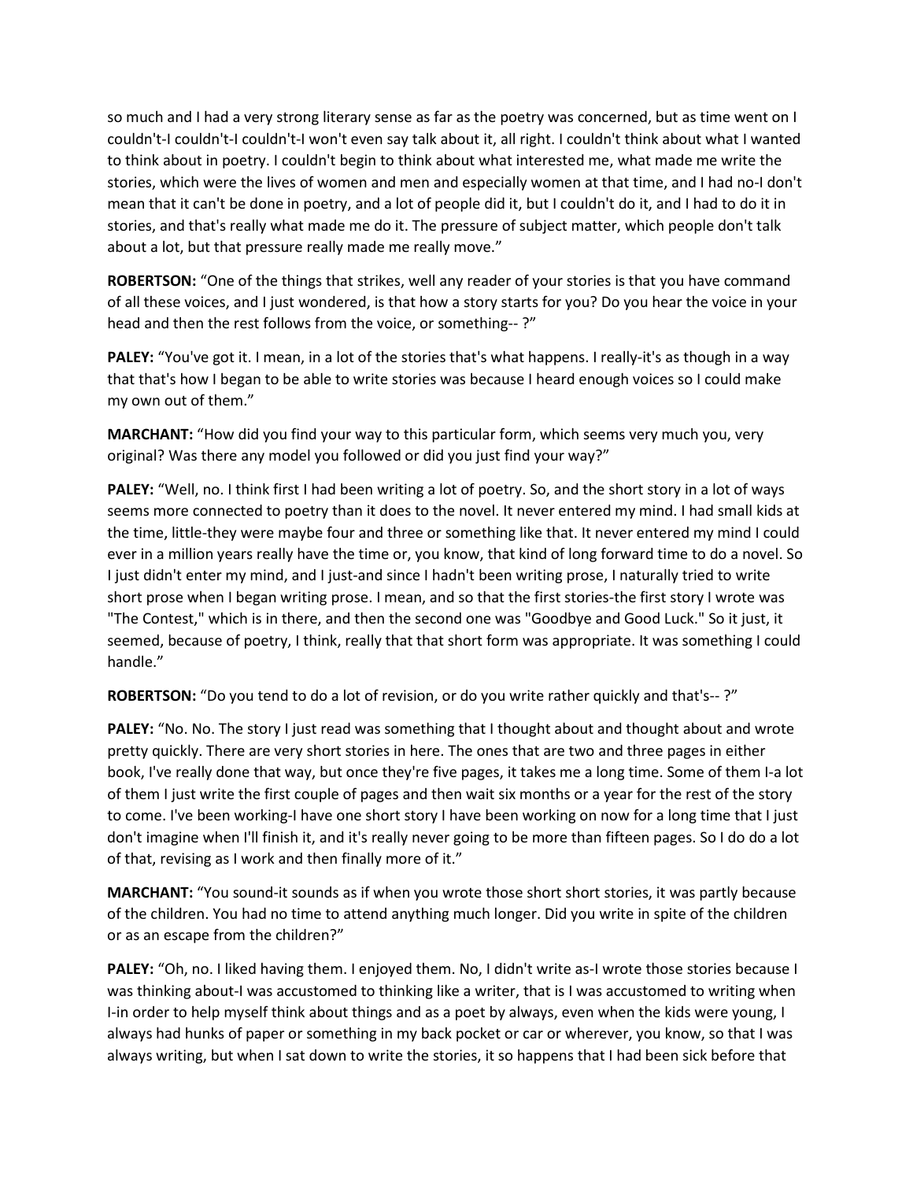so much and I had a very strong literary sense as far as the poetry was concerned, but as time went on I couldn't-I couldn't-I couldn't-I won't even say talk about it, all right. I couldn't think about what I wanted to think about in poetry. I couldn't begin to think about what interested me, what made me write the stories, which were the lives of women and men and especially women at that time, and I had no-I don't mean that it can't be done in poetry, and a lot of people did it, but I couldn't do it, and I had to do it in stories, and that's really what made me do it. The pressure of subject matter, which people don't talk about a lot, but that pressure really made me really move."

**ROBERTSON:** "One of the things that strikes, well any reader of your stories is that you have command of all these voices, and I just wondered, is that how a story starts for you? Do you hear the voice in your head and then the rest follows from the voice, or something-- ?"

**PALEY:** "You've got it. I mean, in a lot of the stories that's what happens. I really-it's as though in a way that that's how I began to be able to write stories was because I heard enough voices so I could make my own out of them."

**MARCHANT:** "How did you find your way to this particular form, which seems very much you, very original? Was there any model you followed or did you just find your way?"

**PALEY:** "Well, no. I think first I had been writing a lot of poetry. So, and the short story in a lot of ways seems more connected to poetry than it does to the novel. It never entered my mind. I had small kids at the time, little-they were maybe four and three or something like that. It never entered my mind I could ever in a million years really have the time or, you know, that kind of long forward time to do a novel. So I just didn't enter my mind, and I just-and since I hadn't been writing prose, I naturally tried to write short prose when I began writing prose. I mean, and so that the first stories-the first story I wrote was "The Contest," which is in there, and then the second one was "Goodbye and Good Luck." So it just, it seemed, because of poetry, I think, really that that short form was appropriate. It was something I could handle."

**ROBERTSON:** "Do you tend to do a lot of revision, or do you write rather quickly and that's-- ?"

**PALEY:** "No. No. The story I just read was something that I thought about and thought about and wrote pretty quickly. There are very short stories in here. The ones that are two and three pages in either book, I've really done that way, but once they're five pages, it takes me a long time. Some of them I-a lot of them I just write the first couple of pages and then wait six months or a year for the rest of the story to come. I've been working-I have one short story I have been working on now for a long time that I just don't imagine when I'll finish it, and it's really never going to be more than fifteen pages. So I do do a lot of that, revising as I work and then finally more of it."

**MARCHANT:** "You sound-it sounds as if when you wrote those short short stories, it was partly because of the children. You had no time to attend anything much longer. Did you write in spite of the children or as an escape from the children?"

**PALEY:** "Oh, no. I liked having them. I enjoyed them. No, I didn't write as-I wrote those stories because I was thinking about-I was accustomed to thinking like a writer, that is I was accustomed to writing when I-in order to help myself think about things and as a poet by always, even when the kids were young, I always had hunks of paper or something in my back pocket or car or wherever, you know, so that I was always writing, but when I sat down to write the stories, it so happens that I had been sick before that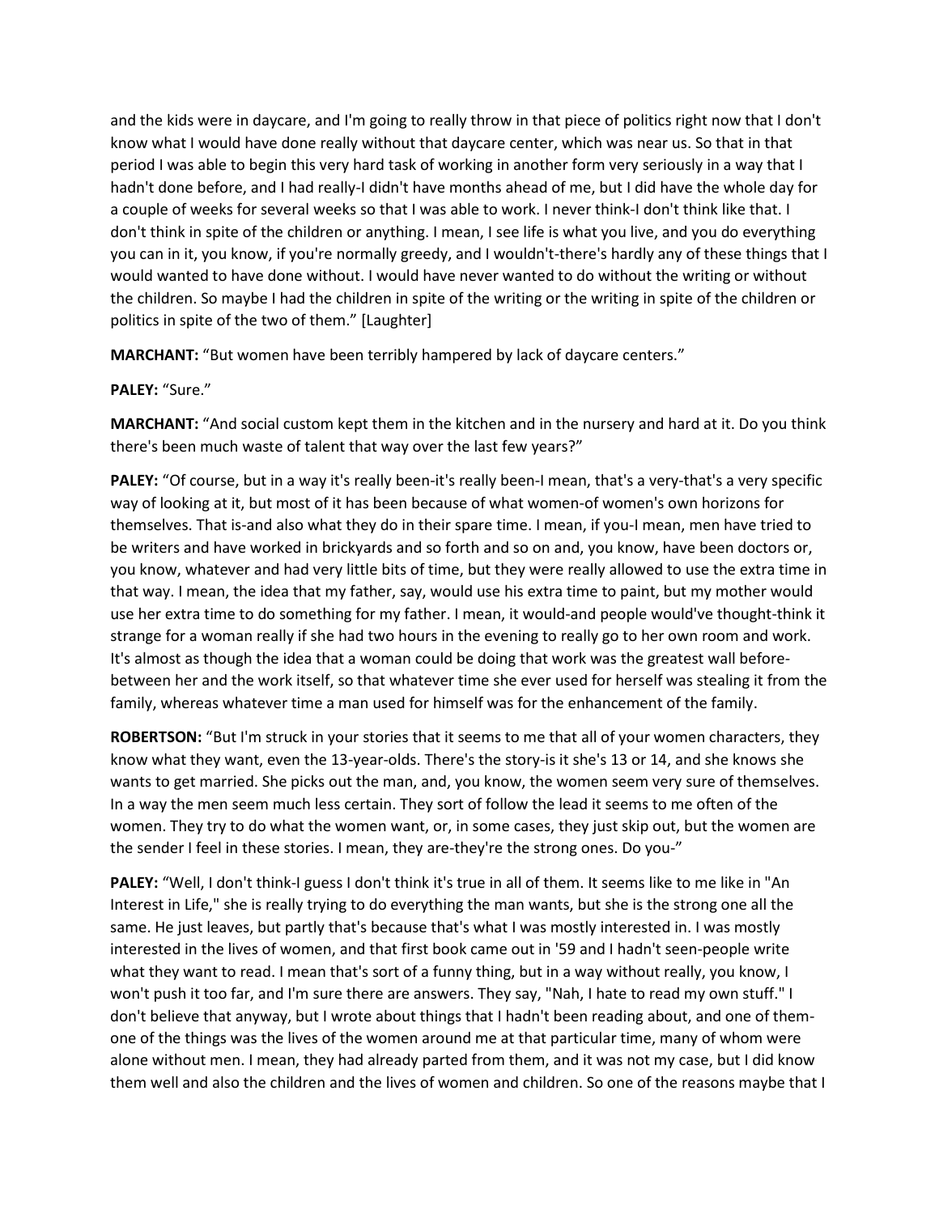and the kids were in daycare, and I'm going to really throw in that piece of politics right now that I don't know what I would have done really without that daycare center, which was near us. So that in that period I was able to begin this very hard task of working in another form very seriously in a way that I hadn't done before, and I had really-I didn't have months ahead of me, but I did have the whole day for a couple of weeks for several weeks so that I was able to work. I never think-I don't think like that. I don't think in spite of the children or anything. I mean, I see life is what you live, and you do everything you can in it, you know, if you're normally greedy, and I wouldn't-there's hardly any of these things that I would wanted to have done without. I would have never wanted to do without the writing or without the children. So maybe I had the children in spite of the writing or the writing in spite of the children or politics in spite of the two of them." [Laughter]

**MARCHANT:** "But women have been terribly hampered by lack of daycare centers."

**PALEY:** "Sure."

**MARCHANT:** "And social custom kept them in the kitchen and in the nursery and hard at it. Do you think there's been much waste of talent that way over the last few years?"

**PALEY:** "Of course, but in a way it's really been-it's really been-I mean, that's a very-that's a very specific way of looking at it, but most of it has been because of what women-of women's own horizons for themselves. That is-and also what they do in their spare time. I mean, if you-I mean, men have tried to be writers and have worked in brickyards and so forth and so on and, you know, have been doctors or, you know, whatever and had very little bits of time, but they were really allowed to use the extra time in that way. I mean, the idea that my father, say, would use his extra time to paint, but my mother would use her extra time to do something for my father. I mean, it would-and people would've thought-think it strange for a woman really if she had two hours in the evening to really go to her own room and work. It's almost as though the idea that a woman could be doing that work was the greatest wall before-between her and the work itself, so that whatever time she ever used for herself was stealing it from the family, whereas whatever time a man used for himself was for the enhancement of the family.

**ROBERTSON:** "But I'm struck in your stories that it seems to me that all of your women characters, they know what they want, even the 13-year-olds. There's the story-is it she's 13 or 14, and she knows she wants to get married. She picks out the man, and, you know, the women seem very sure of themselves. In a way the men seem much less certain. They sort of follow the lead it seems to me often of the women. They try to do what the women want, or, in some cases, they just skip out, but the women are the sender I feel in these stories. I mean, they are-they're the strong ones. Do you-"

**PALEY:** "Well, I don't think-I guess I don't think it's true in all of them. It seems like to me like in "An Interest in Life," she is really trying to do everything the man wants, but she is the strong one all the same. He just leaves, but partly that's because that's what I was mostly interested in. I was mostly interested in the lives of women, and that first book came out in '59 and I hadn't seen-people write what they want to read. I mean that's sort of a funny thing, but in a way without really, you know, I won't push it too far, and I'm sure there are answers. They say, "Nah, I hate to read my own stuff." I don't believe that anyway, but I wrote about things that I hadn't been reading about, and one of them-one of the things was the lives of the women around me at that particular time, many of whom were alone without men. I mean, they had already parted from them, and it was not my case, but I did know them well and also the children and the lives of women and children. So one of the reasons maybe that I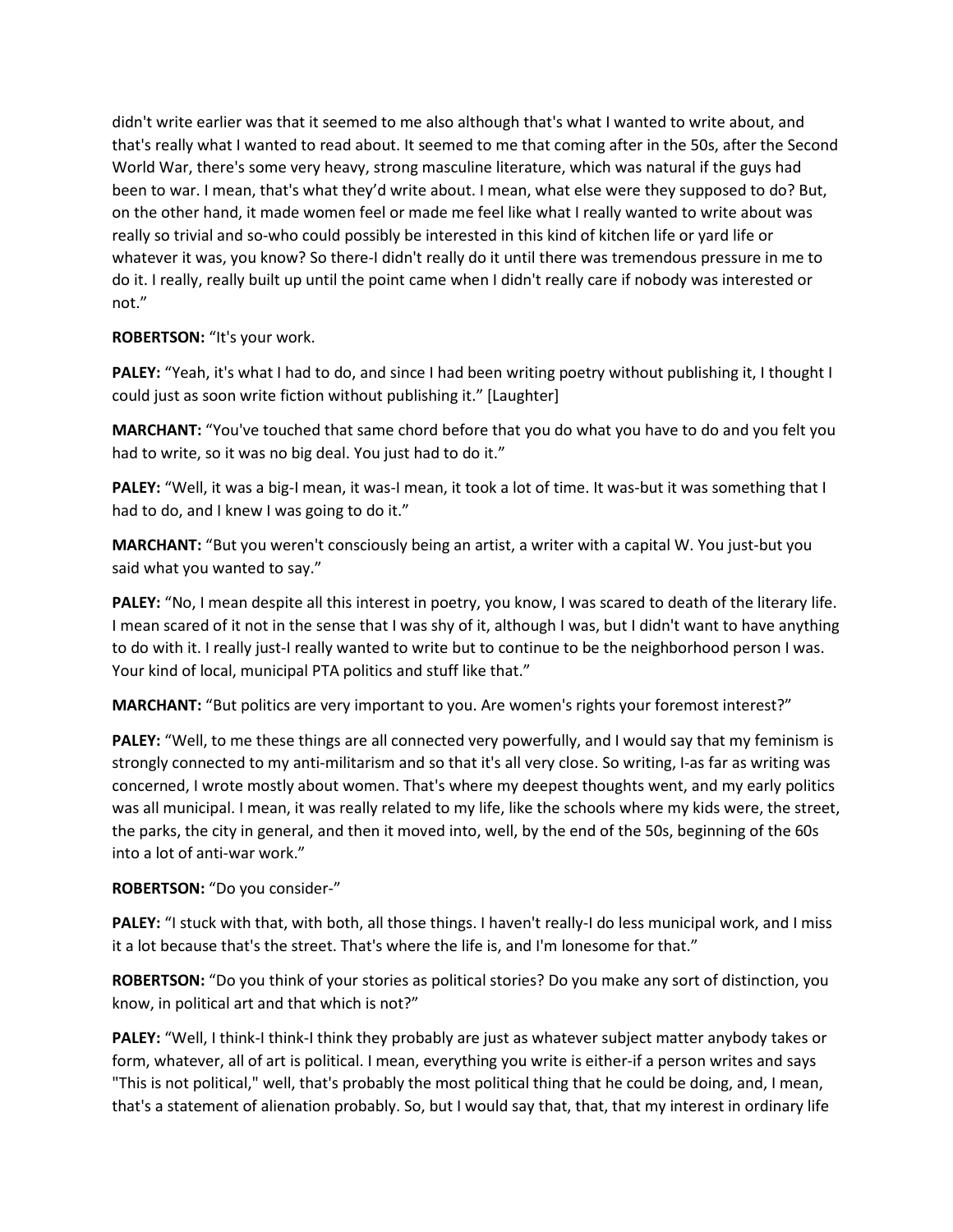didn't write earlier was that it seemed to me also although that's what I wanted to write about, and that's really what I wanted to read about. It seemed to me that coming after in the 50s, after the Second World War, there's some very heavy, strong masculine literature, which was natural if the guys had been to war. I mean, that's what they'd write about. I mean, what else were they supposed to do? But, on the other hand, it made women feel or made me feel like what I really wanted to write about was really so trivial and so-who could possibly be interested in this kind of kitchen life or yard life or whatever it was, you know? So there-I didn't really do it until there was tremendous pressure in me to do it. I really, really built up until the point came when I didn't really care if nobody was interested or not."

**ROBERTSON:** "It's your work.

**PALEY:** "Yeah, it's what I had to do, and since I had been writing poetry without publishing it, I thought I could just as soon write fiction without publishing it." [Laughter]

**MARCHANT:** "You've touched that same chord before that you do what you have to do and you felt you had to write, so it was no big deal. You just had to do it."

**PALEY:** "Well, it was a big-I mean, it was-I mean, it took a lot of time. It was-but it was something that I had to do, and I knew I was going to do it."

**MARCHANT:** "But you weren't consciously being an artist, a writer with a capital W. You just-but you said what you wanted to say."

**PALEY:** "No, I mean despite all this interest in poetry, you know, I was scared to death of the literary life. I mean scared of it not in the sense that I was shy of it, although I was, but I didn't want to have anything to do with it. I really just-I really wanted to write but to continue to be the neighborhood person I was. Your kind of local, municipal PTA politics and stuff like that."

**MARCHANT:** "But politics are very important to you. Are women's rights your foremost interest?"

**PALEY:** "Well, to me these things are all connected very powerfully, and I would say that my feminism is strongly connected to my anti-militarism and so that it's all very close. So writing, I-as far as writing was concerned, I wrote mostly about women. That's where my deepest thoughts went, and my early politics was all municipal. I mean, it was really related to my life, like the schools where my kids were, the street, the parks, the city in general, and then it moved into, well, by the end of the 50s, beginning of the 60s into a lot of anti-war work."

**ROBERTSON:** "Do you consider-"

**PALEY:** "I stuck with that, with both, all those things. I haven't really-I do less municipal work, and I miss it a lot because that's the street. That's where the life is, and I'm lonesome for that."

**ROBERTSON:** "Do you think of your stories as political stories? Do you make any sort of distinction, you know, in political art and that which is not?"

**PALEY:** "Well, I think-I think-I think they probably are just as whatever subject matter anybody takes or form, whatever, all of art is political. I mean, everything you write is either-if a person writes and says "This is not political," well, that's probably the most political thing that he could be doing, and, I mean, that's a statement of alienation probably. So, but I would say that, that, that my interest in ordinary life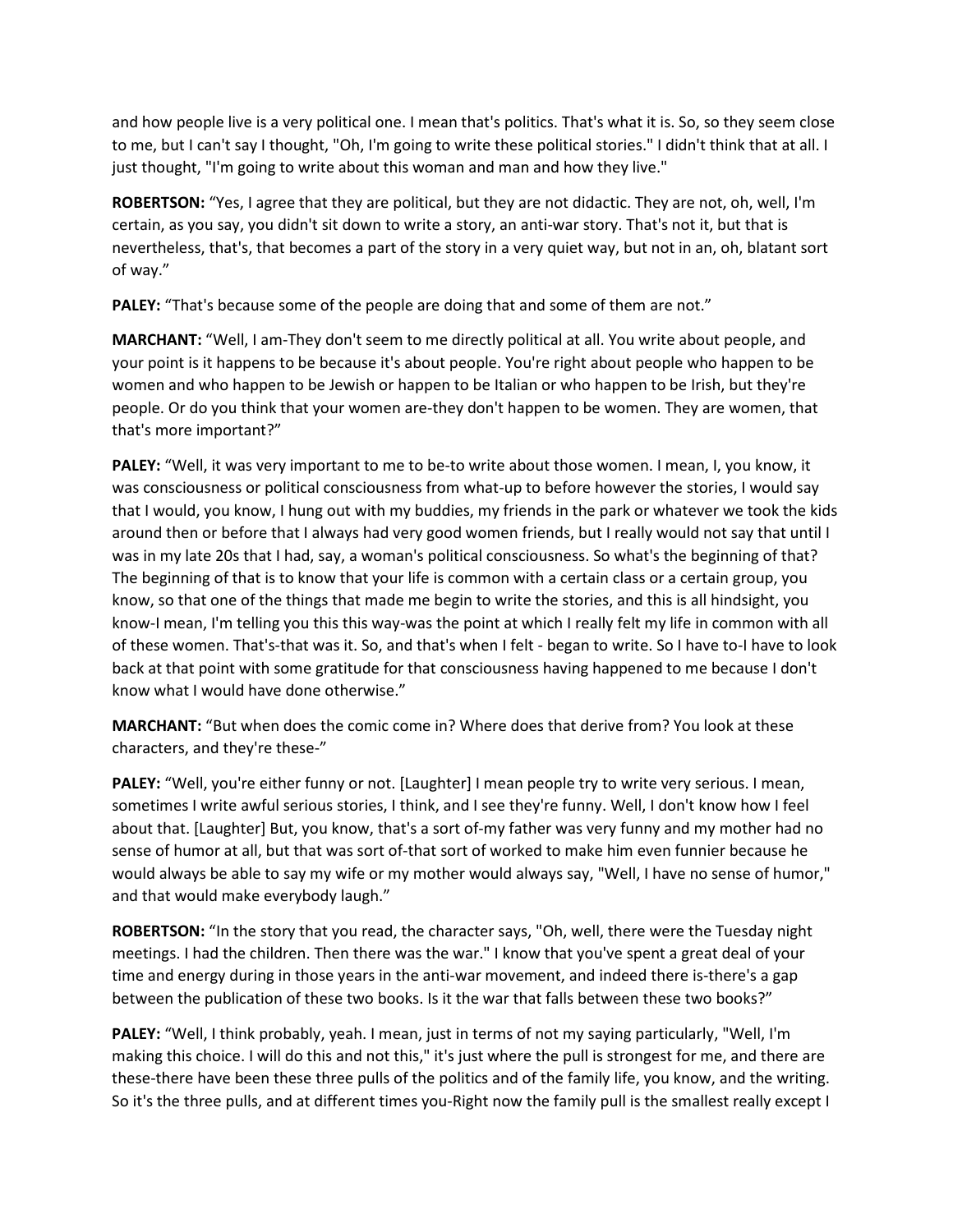and how people live is a very political one. I mean that's politics. That's what it is. So, so they seem close to me, but I can't say I thought, "Oh, I'm going to write these political stories." I didn't think that at all. I just thought, "I'm going to write about this woman and man and how they live."

**ROBERTSON:** "Yes, I agree that they are political, but they are not didactic. They are not, oh, well, I'm certain, as you say, you didn't sit down to write a story, an anti-war story. That's not it, but that is nevertheless, that's, that becomes a part of the story in a very quiet way, but not in an, oh, blatant sort of way."

**PALEY:** "That's because some of the people are doing that and some of them are not."

**MARCHANT:** "Well, I am-They don't seem to me directly political at all. You write about people, and your point is it happens to be because it's about people. You're right about people who happen to be women and who happen to be Jewish or happen to be Italian or who happen to be Irish, but they're people. Or do you think that your women are-they don't happen to be women. They are women, that that's more important?"

**PALEY:** "Well, it was very important to me to be-to write about those women. I mean, I, you know, it was consciousness or political consciousness from what-up to before however the stories, I would say that I would, you know, I hung out with my buddies, my friends in the park or whatever we took the kids around then or before that I always had very good women friends, but I really would not say that until I was in my late 20s that I had, say, a woman's political consciousness. So what's the beginning of that? The beginning of that is to know that your life is common with a certain class or a certain group, you know, so that one of the things that made me begin to write the stories, and this is all hindsight, you know-I mean, I'm telling you this this way-was the point at which I really felt my life in common with all of these women. That's-that was it. So, and that's when I felt - began to write. So I have to-I have to look back at that point with some gratitude for that consciousness having happened to me because I don't know what I would have done otherwise."

**MARCHANT:** "But when does the comic come in? Where does that derive from? You look at these characters, and they're these-"

**PALEY:** "Well, you're either funny or not. [Laughter] I mean people try to write very serious. I mean, sometimes I write awful serious stories, I think, and I see they're funny. Well, I don't know how I feel about that. [Laughter] But, you know, that's a sort of-my father was very funny and my mother had no sense of humor at all, but that was sort of-that sort of worked to make him even funnier because he would always be able to say my wife or my mother would always say, "Well, I have no sense of humor," and that would make everybody laugh."

**ROBERTSON:** "In the story that you read, the character says, "Oh, well, there were the Tuesday night meetings. I had the children. Then there was the war." I know that you've spent a great deal of your time and energy during in those years in the anti-war movement, and indeed there is-there's a gap between the publication of these two books. Is it the war that falls between these two books?"

**PALEY:** "Well, I think probably, yeah. I mean, just in terms of not my saying particularly, "Well, I'm making this choice. I will do this and not this," it's just where the pull is strongest for me, and there are these-there have been these three pulls of the politics and of the family life, you know, and the writing. So it's the three pulls, and at different times you-Right now the family pull is the smallest really except I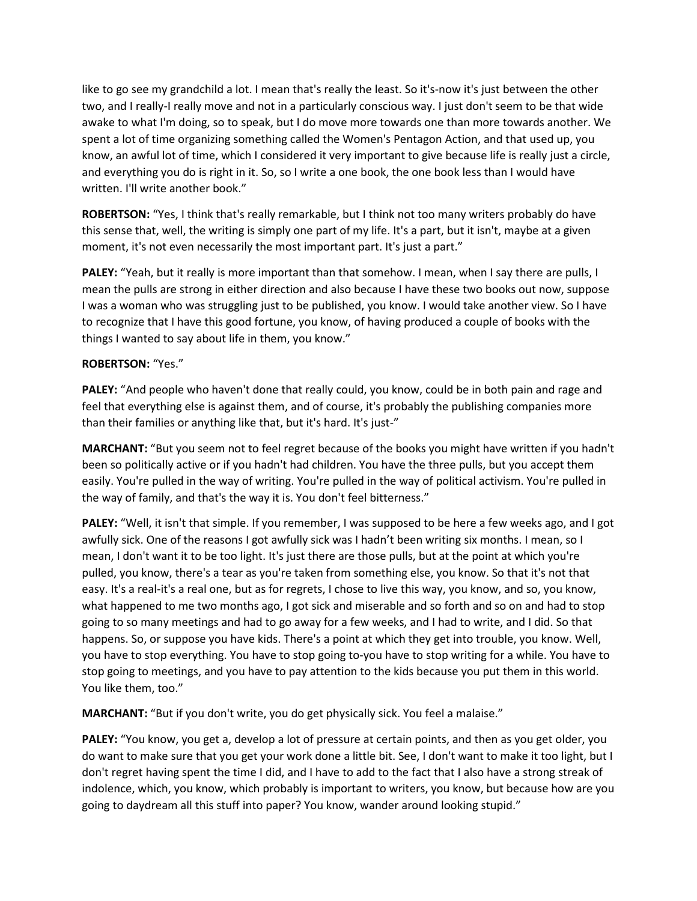like to go see my grandchild a lot. I mean that's really the least. So it's-now it's just between the other two, and I really-I really move and not in a particularly conscious way. I just don't seem to be that wide awake to what I'm doing, so to speak, but I do move more towards one than more towards another. We spent a lot of time organizing something called the Women's Pentagon Action, and that used up, you know, an awful lot of time, which I considered it very important to give because life is really just a circle, and everything you do is right in it. So, so I write a one book, the one book less than I would have written. I'll write another book."

**ROBERTSON:** "Yes, I think that's really remarkable, but I think not too many writers probably do have this sense that, well, the writing is simply one part of my life. It's a part, but it isn't, maybe at a given moment, it's not even necessarily the most important part. It's just a part."

**PALEY:** "Yeah, but it really is more important than that somehow. I mean, when I say there are pulls, I mean the pulls are strong in either direction and also because I have these two books out now, suppose I was a woman who was struggling just to be published, you know. I would take another view. So I have to recognize that I have this good fortune, you know, of having produced a couple of books with the things I wanted to say about life in them, you know."

**ROBERTSON:** "Yes."

**PALEY:** "And people who haven't done that really could, you know, could be in both pain and rage and feel that everything else is against them, and of course, it's probably the publishing companies more than their families or anything like that, but it's hard. It's just-"

**MARCHANT:** "But you seem not to feel regret because of the books you might have written if you hadn't been so politically active or if you hadn't had children. You have the three pulls, but you accept them easily. You're pulled in the way of writing. You're pulled in the way of political activism. You're pulled in the way of family, and that's the way it is. You don't feel bitterness."

**PALEY:** "Well, it isn't that simple. If you remember, I was supposed to be here a few weeks ago, and I got awfully sick. One of the reasons I got awfully sick was I hadn't been writing six months. I mean, so I mean, I don't want it to be too light. It's just there are those pulls, but at the point at which you're pulled, you know, there's a tear as you're taken from something else, you know. So that it's not that easy. It's a real-it's a real one, but as for regrets, I chose to live this way, you know, and so, you know, what happened to me two months ago, I got sick and miserable and so forth and so on and had to stop going to so many meetings and had to go away for a few weeks, and I had to write, and I did. So that happens. So, or suppose you have kids. There's a point at which they get into trouble, you know. Well, you have to stop everything. You have to stop going to-you have to stop writing for a while. You have to stop going to meetings, and you have to pay attention to the kids because you put them in this world. You like them, too."

**MARCHANT:** "But if you don't write, you do get physically sick. You feel a malaise."

**PALEY:** "You know, you get a, develop a lot of pressure at certain points, and then as you get older, you do want to make sure that you get your work done a little bit. See, I don't want to make it too light, but I don't regret having spent the time I did, and I have to add to the fact that I also have a strong streak of indolence, which, you know, which probably is important to writers, you know, but because how are you going to daydream all this stuff into paper? You know, wander around looking stupid."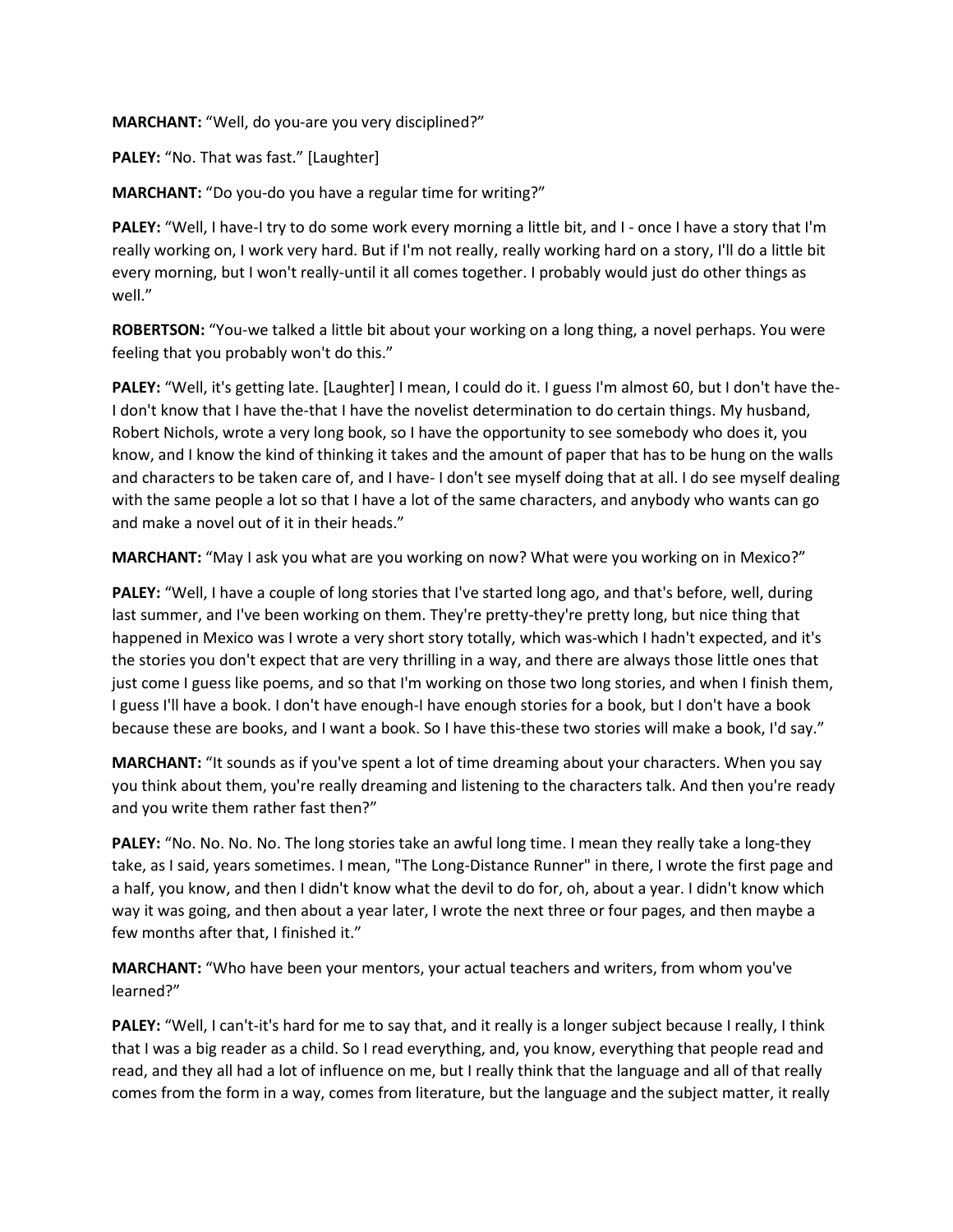**MARCHANT:** "Well, do you-are you very disciplined?"

**PALEY:** "No. That was fast." [Laughter]

**MARCHANT:** "Do you-do you have a regular time for writing?"

**PALEY:** "Well, I have-I try to do some work every morning a little bit, and I - once I have a story that I'm really working on, I work very hard. But if I'm not really, really working hard on a story, I'll do a little bit every morning, but I won't really-until it all comes together. I probably would just do other things as well."

**ROBERTSON:** "You-we talked a little bit about your working on a long thing, a novel perhaps. You were feeling that you probably won't do this."

**PALEY:** "Well, it's getting late. [Laughter] I mean, I could do it. I guess I'm almost 60, but I don't have the-I don't know that I have the-that I have the novelist determination to do certain things. My husband, Robert Nichols, wrote a very long book, so I have the opportunity to see somebody who does it, you know, and I know the kind of thinking it takes and the amount of paper that has to be hung on the walls and characters to be taken care of, and I have- I don't see myself doing that at all. I do see myself dealing with the same people a lot so that I have a lot of the same characters, and anybody who wants can go and make a novel out of it in their heads."

**MARCHANT:** "May I ask you what are you working on now? What were you working on in Mexico?"

**PALEY:** "Well, I have a couple of long stories that I've started long ago, and that's before, well, during last summer, and I've been working on them. They're pretty-they're pretty long, but nice thing that happened in Mexico was I wrote a very short story totally, which was-which I hadn't expected, and it's the stories you don't expect that are very thrilling in a way, and there are always those little ones that just come I guess like poems, and so that I'm working on those two long stories, and when I finish them, I guess I'll have a book. I don't have enough-I have enough stories for a book, but I don't have a book because these are books, and I want a book. So I have this-these two stories will make a book, I'd say."

**MARCHANT:** "It sounds as if you've spent a lot of time dreaming about your characters. When you say you think about them, you're really dreaming and listening to the characters talk. And then you're ready and you write them rather fast then?"

**PALEY:** "No. No. No. No. The long stories take an awful long time. I mean they really take a long-they take, as I said, years sometimes. I mean, "The Long-Distance Runner" in there, I wrote the first page and a half, you know, and then I didn't know what the devil to do for, oh, about a year. I didn't know which way it was going, and then about a year later, I wrote the next three or four pages, and then maybe a few months after that, I finished it."

**MARCHANT:** "Who have been your mentors, your actual teachers and writers, from whom you've learned?"

**PALEY:** "Well, I can't-it's hard for me to say that, and it really is a longer subject because I really, I think that I was a big reader as a child. So I read everything, and, you know, everything that people read and read, and they all had a lot of influence on me, but I really think that the language and all of that really comes from the form in a way, comes from literature, but the language and the subject matter, it really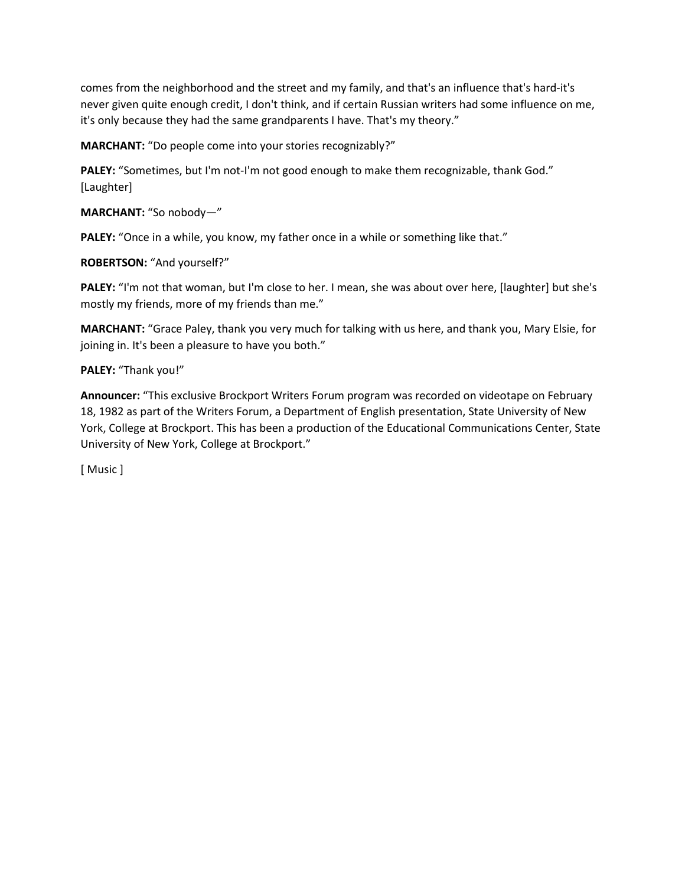comes from the neighborhood and the street and my family, and that's an influence that's hard-it's never given quite enough credit, I don't think, and if certain Russian writers had some influence on me, it's only because they had the same grandparents I have. That's my theory."

**MARCHANT:** "Do people come into your stories recognizably?"

**PALEY:** "Sometimes, but I'm not-I'm not good enough to make them recognizable, thank God." [Laughter]

**MARCHANT:** "So nobody—"

**PALEY:** "Once in a while, you know, my father once in a while or something like that."

**ROBERTSON:** "And yourself?"

**PALEY:** "I'm not that woman, but I'm close to her. I mean, she was about over here, [laughter] but she's mostly my friends, more of my friends than me."

**MARCHANT:** "Grace Paley, thank you very much for talking with us here, and thank you, Mary Elsie, for joining in. It's been a pleasure to have you both."

**PALEY:** "Thank you!"

**Announcer:** "This exclusive Brockport Writers Forum program was recorded on videotape on February 18, 1982 as part of the Writers Forum, a Department of English presentation, State University of New York, College at Brockport. This has been a production of the Educational Communications Center, State University of New York, College at Brockport."

[ Music ]